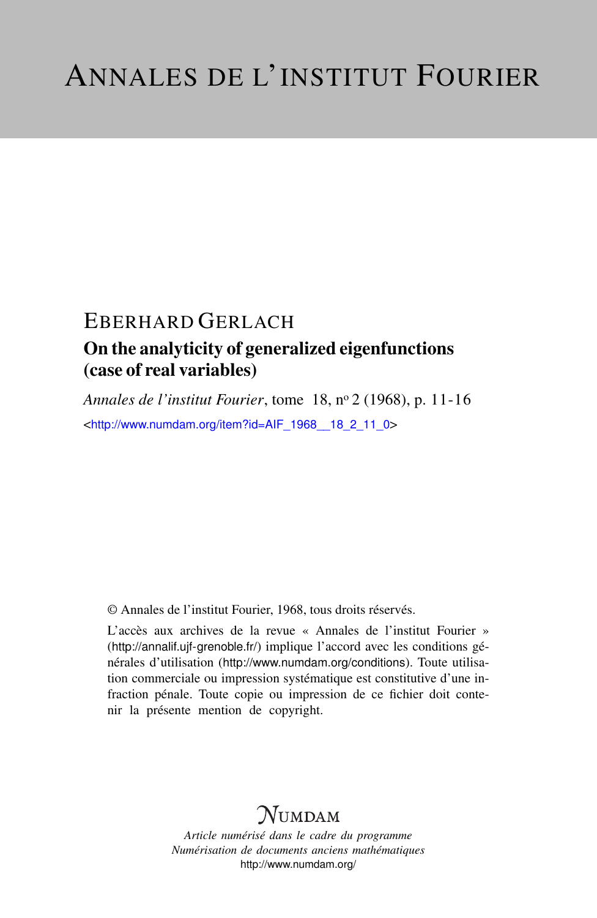# ANNALES DE L'INSTITUT FOURIER

EBERHARD GERLACH

## On the analyticity of generalized eigenfunctions (case of real variables)

*Annales de l'institut Fourier*, tome 18, nº 2 (1968), p. 11-16

<http://www.numdam.org/item?id=AIF_1968__18_2_11_0>

© Annales de l'institut Fourier, 1968, tous droits réservés.

L'accès aux archives de la revue « Annales de l'institut Fourier » (http://annalif.ujf-grenoble.fr/) implique l'accord avec les conditions générales d'utilisation (http://www.numdam.org/conditions). Toute utilisation commerciale ou impression systématique est constitutive d'une infraction pénale. Toute copie ou impression de ce fichier doit contenir la présente mention de copyright.

NUMDAM

*Article numérisé dans le cadre du programme*
*Numérisation de documents anciens mathématiques*
http://www.numdam.org/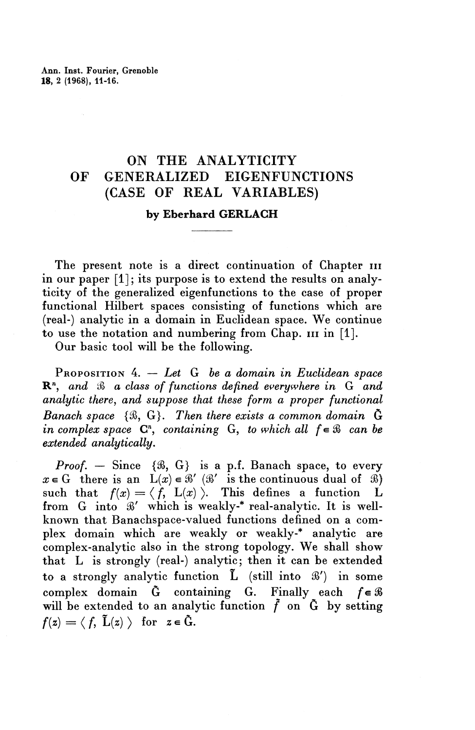# ON THE ANALYTICITY OF GENERALIZED EIGENFUNCTIONS (CASE OF REAL VARIABLES)

**by Eberhard GERLACH**

The present note is a direct continuation of Chapter III in our paper [1]; its purpose is to extend the results on analyticity of the generalized eigenfunctions to the case of proper functional Hilbert spaces consisting of functions which are (real-) analytic in a domain in Euclidean space. We continue to use the notation and numbering from Chap. III in [1].

Our basic tool will be the following.

PROPOSITION 4. — *Let* $G$ *be a domain in Euclidean space* $\mathbf{R}^n$, *and* $\mathcal{B}$ *a class of functions defined everywhere in* $G$ *and analytic there, and suppose that these form a proper functional Banach space* $\{\mathcal{B}, G\}$. *Then there exists a common domain* $\tilde{G}$ *in complex space* $\mathbf{C}^n$, *containing* $G$, *to which all* $f \in \mathcal{B}$ *can be extended analytically.*

*Proof.* — Since $\{\mathcal{B}, G\}$ is a p.f. Banach space, to every $x \in G$ there is an $L(x) \in \mathcal{B}'$ ($\mathcal{B}'$ is the continuous dual of $\mathcal{B}$) such that $f(x) = \langle f, L(x) \rangle$. This defines a function $L$ from $G$ into $\mathcal{B}'$ which is weakly-* real-analytic. It is well-known that Banachspace-valued functions defined on a complex domain which are weakly or weakly-* analytic are complex-analytic also in the strong topology. We shall show that $L$ is strongly (real-) analytic; then it can be extended to a strongly analytic function $\tilde{L}$ (still into $\mathcal{B}'$) in some complex domain $\tilde{G}$ containing $G$. Finally each $f \in \mathcal{B}$ will be extended to an analytic function $\tilde{f}$ on $\tilde{G}$ by setting $\tilde{f}(z) = \langle f, \tilde{L}(z) \rangle$ for $z \in \tilde{G}$.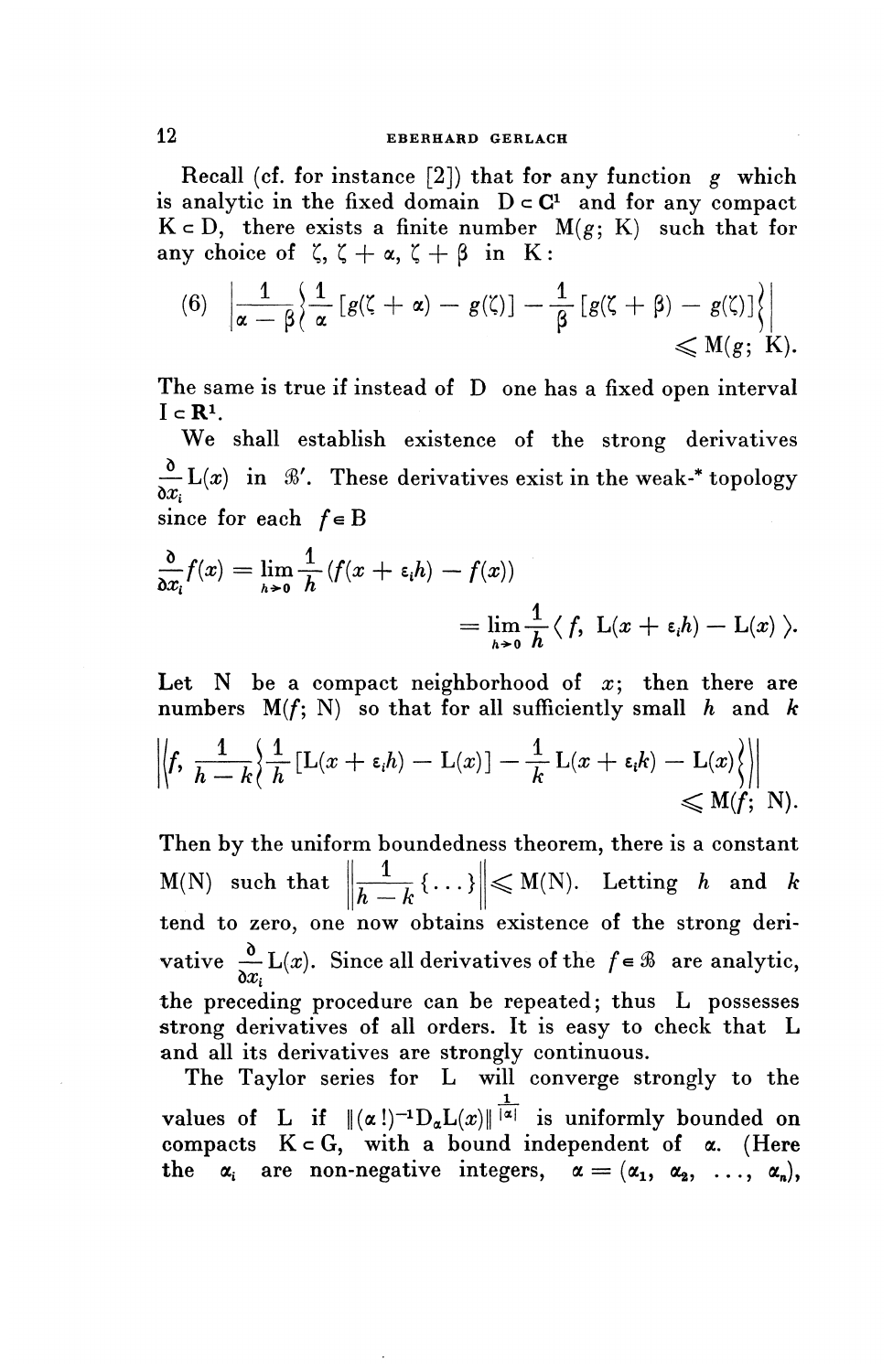Recall (cf. for instance [2]) that for any function $g$ which is analytic in the fixed domain $D \subset \mathbf{C}^1$ and for any compact $K \subset D$, there exists a finite number $M(g; K)$ such that for any choice of $\zeta$, $\zeta + \alpha$, $\zeta + \beta$ in $K$:

$$(6) \quad \left| \frac{1}{\alpha - \beta} \left\{ \frac{1}{\alpha} [g(\zeta + \alpha) - g(\zeta)] - \frac{1}{\beta} [g(\zeta + \beta) - g(\zeta)] \right\} \right| \leqslant M(g; K).$$

The same is true if instead of $D$ one has a fixed open interval $I \subset \mathbf{R}^1$.

We shall establish existence of the strong derivatives $\frac{\partial}{\partial x_i} L(x)$ in $\mathcal{B}'$. These derivatives exist in the weak-* topology since for each $f \in B$

$$\frac{\partial}{\partial x_i} f(x) = \lim_{h \to 0} \frac{1}{h} (f(x + \varepsilon_i h) - f(x))$$
$$= \lim_{h \to 0} \frac{1}{h} \langle f, \; L(x + \varepsilon_i h) - L(x) \rangle.$$

Let $N$ be a compact neighborhood of $x$; then there are numbers $M(f; N)$ so that for all sufficiently small $h$ and $k$

$$\left\| \left\langle f, \frac{1}{h - k} \left\{ \frac{1}{h} [L(x + \varepsilon_i h) - L(x)] - \frac{1}{k} L(x + \varepsilon_i k) - L(x) \right\} \right\rangle \right\| \leqslant M(f; N).$$

Then by the uniform boundedness theorem, there is a constant $M(N)$ such that $\left\| \frac{1}{h - k} \{ \ldots \} \right\| \leqslant M(N)$. Letting $h$ and $k$ tend to zero, one now obtains existence of the strong derivative $\frac{\partial}{\partial x_i} L(x)$. Since all derivatives of the $f \in \mathcal{B}$ are analytic, the preceding procedure can be repeated; thus $L$ possesses strong derivatives of all orders. It is easy to check that $L$ and all its derivatives are strongly continuous.

The Taylor series for $L$ will converge strongly to the values of $L$ if $\|(\alpha!)^{-1} D_\alpha L(x)\|^{\frac{1}{|\alpha|}}$ is uniformly bounded on compacts $K \subset G$, with a bound independent of $\alpha$. (Here the $\alpha_i$ are non-negative integers, $\alpha = (\alpha_1, \alpha_2, \ldots, \alpha_n)$,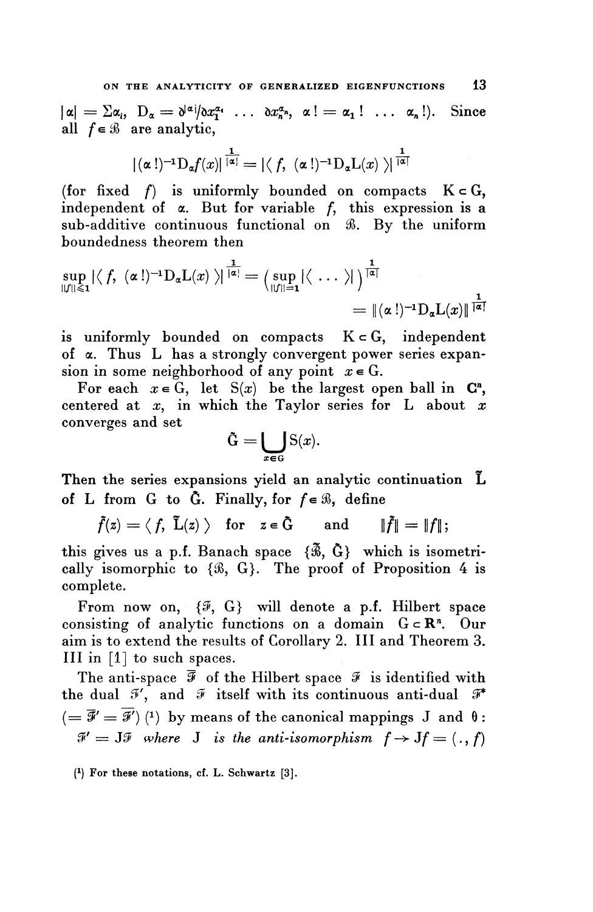$|\alpha| = \Sigma\alpha_i$, $D_\alpha = \partial^{|\alpha|}/\partial x_1^{\alpha_1} \ldots \partial x_n^{\alpha_n}$, $\alpha! = \alpha_1! \ldots \alpha_n!$). Since all $f \in \mathcal{B}$ are analytic,

$$|(\alpha!)^{-1}D_\alpha f(x)|^{\frac{1}{|\alpha|}} = |\langle f, (\alpha!)^{-1}D_\alpha L(x)\rangle|^{\frac{1}{|\alpha|}}$$

(for fixed $f$) is uniformly bounded on compacts $K \subset G$, independent of $\alpha$. But for variable $f$, this expression is a sub-additive continuous functional on $\mathcal{B}$. By the uniform boundedness theorem then

$$\sup_{\|f\| \leqslant 1} |\langle f, (\alpha!)^{-1}D_\alpha L(x)\rangle|^{\frac{1}{|\alpha|}} = \left(\sup_{\|f\|=1} |\langle \ldots \rangle|\right)^{\frac{1}{|\alpha|}}$$
$$= \|(\alpha!)^{-1}D_\alpha L(x)\|^{\frac{1}{|\alpha|}}$$

is uniformly bounded on compacts $K \subset G$, independent of $\alpha$. Thus $L$ has a strongly convergent power series expansion in some neighborhood of any point $x \in G$.

For each $x \in G$, let $S(x)$ be the largest open ball in $\mathbf{C}^n$, centered at $x$, in which the Taylor series for $L$ about $x$ converges and set

$$\tilde{G} = \bigcup_{x \in G} S(x).$$

Then the series expansions yield an analytic continuation $\tilde{L}$ of $L$ from $G$ to $\tilde{G}$. Finally, for $f \in \mathcal{B}$, define

$$\tilde{f}(z) = \langle f, \tilde{L}(z)\rangle \quad \text{for} \quad z \in \tilde{G} \qquad \text{and} \qquad \|\tilde{f}\| = \|f\|;$$

this gives us a p.f. Banach space $\{\tilde{\mathcal{B}}, \tilde{G}\}$ which is isometrically isomorphic to $\{\mathcal{B}, G\}$. The proof of Proposition 4 is complete.

From now on, $\{\mathcal{F}, G\}$ will denote a p.f. Hilbert space consisting of analytic functions on a domain $G \subset \mathbf{R}^n$. Our aim is to extend the results of Corollary 2. III and Theorem 3. III in [1] to such spaces.

The anti-space $\overline{\mathcal{F}}$ of the Hilbert space $\mathcal{F}$ is identified with the dual $\mathcal{F}'$, and $\mathcal{F}$ itself with its continuous anti-dual $\mathcal{F}^*$ $(= \overline{\mathcal{F}}' = \overline{\mathcal{F}'})$ [1] by means of the canonical mappings $J$ and $\theta$: $\mathcal{F}' = J\overline{\mathcal{F}}$ *where* $J$ *is the anti-isomorphism* $f \to Jf = (\,.\,, f)$

[1] For these notations, cf. L. Schwartz [3].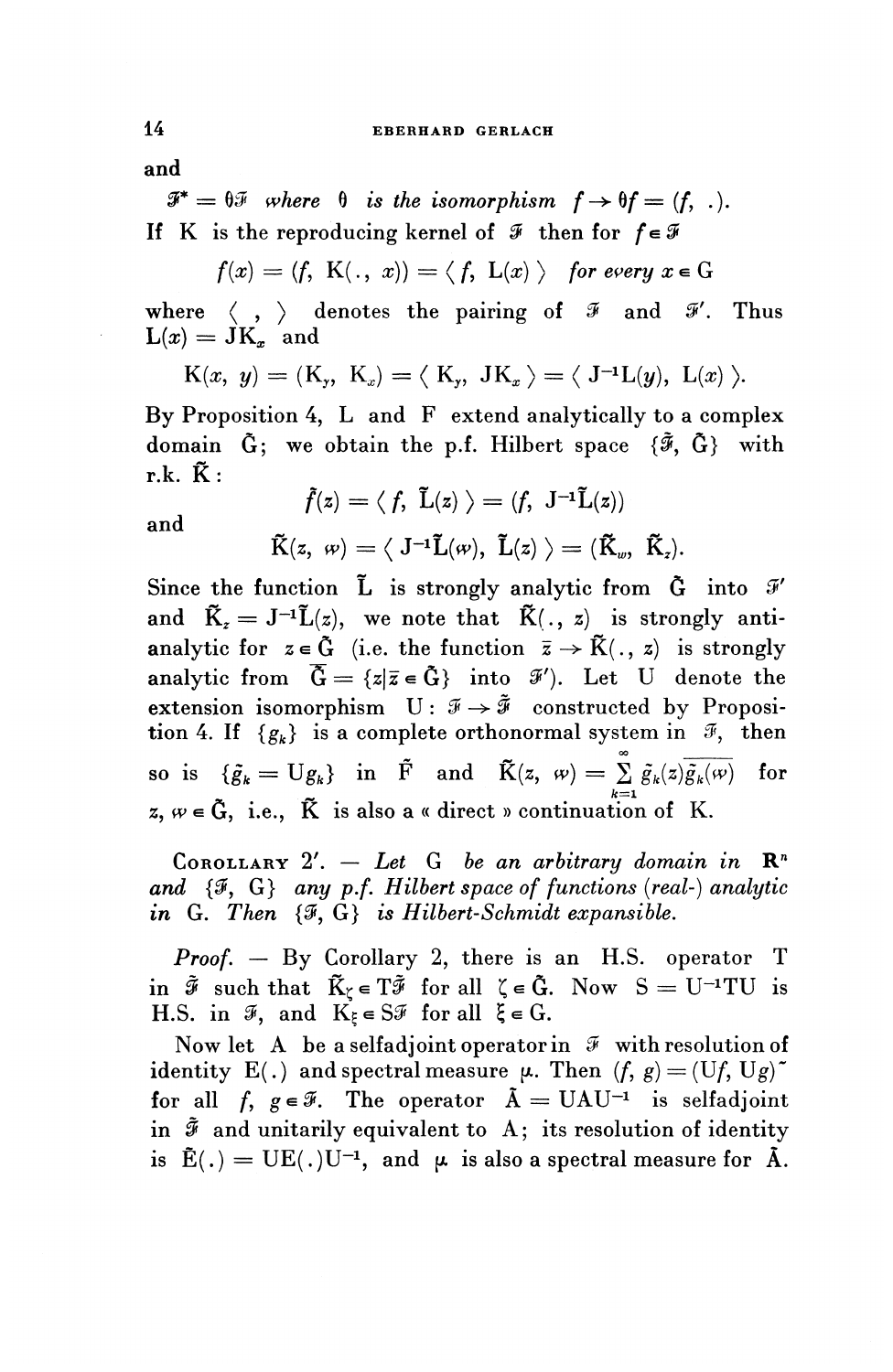and

$\mathcal{F}^* = \theta\mathcal{F}$ *where* $\theta$ *is the isomorphism* $f \to \theta f = (f, \,.)$.

If K is the reproducing kernel of $\mathcal{F}$ then for $f \in \mathcal{F}$

$$f(x) = (f, \mathrm{K}(.\,, x)) = \langle f, \mathrm{L}(x) \rangle \quad \textit{for every } x \in \mathrm{G}$$

where $\langle \;,\; \rangle$ denotes the pairing of $\mathcal{F}$ and $\mathcal{F}'$. Thus $\mathrm{L}(x) = \mathrm{J}\mathrm{K}_x$ and

$$\mathrm{K}(x, y) = (\mathrm{K}_y, \mathrm{K}_x) = \langle \mathrm{K}_y, \mathrm{J}\mathrm{K}_x \rangle = \langle \mathrm{J}^{-1}\mathrm{L}(y), \mathrm{L}(x) \rangle.$$

By Proposition 4, L and F extend analytically to a complex domain $\tilde{\mathrm{G}}$; we obtain the p.f. Hilbert space $\{\tilde{\mathcal{F}}, \tilde{\mathrm{G}}\}$ with r.k. $\tilde{\mathrm{K}}$:

$$\tilde{f}(z) = \langle f, \tilde{\mathrm{L}}(z) \rangle = (f, \mathrm{J}^{-1}\tilde{\mathrm{L}}(z))$$

and

$$\tilde{\mathrm{K}}(z, w) = \langle \mathrm{J}^{-1}\tilde{\mathrm{L}}(w), \tilde{\mathrm{L}}(z) \rangle = (\tilde{\mathrm{K}}_w, \tilde{\mathrm{K}}_z).$$

Since the function $\tilde{\mathrm{L}}$ is strongly analytic from $\tilde{\mathrm{G}}$ into $\mathcal{F}'$ and $\tilde{\mathrm{K}}_z = \mathrm{J}^{-1}\tilde{\mathrm{L}}(z)$, we note that $\tilde{\mathrm{K}}(.\,, z)$ is strongly anti-analytic for $z \in \tilde{\mathrm{G}}$ (i.e. the function $\bar{z} \to \tilde{\mathrm{K}}(.\,, z)$ is strongly analytic from $\bar{\tilde{\mathrm{G}}} = \{z \,|\, \bar{z} \in \tilde{\mathrm{G}}\}$ into $\mathcal{F}'$). Let U denote the extension isomorphism $\mathrm{U} : \mathcal{F} \to \tilde{\mathcal{F}}$ constructed by Proposition 4. If $\{g_k\}$ is a complete orthonormal system in $\mathcal{F}$, then so is $\{\tilde{g}_k = \mathrm{U}g_k\}$ in $\tilde{\mathrm{F}}$ and $\tilde{\mathrm{K}}(z, w) = \sum_{k=1}^{\infty} \tilde{g}_k(z)\overline{\tilde{g}_k(w)}$ for $z, w \in \tilde{\mathrm{G}}$, i.e., $\tilde{\mathrm{K}}$ is also a « direct » continuation of K.

Corollary 2'. — *Let* G *be an arbitrary domain in* $\mathbf{R}^n$ *and* $\{\mathcal{F}, \mathrm{G}\}$ *any p.f. Hilbert space of functions (real-) analytic in* G. *Then* $\{\mathcal{F}, \mathrm{G}\}$ *is Hilbert-Schmidt expansible.*

*Proof.* — By Corollary 2, there is an H.S. operator T in $\tilde{\mathcal{F}}$ such that $\tilde{\mathrm{K}}_\zeta \in \mathrm{T}\tilde{\mathcal{F}}$ for all $\zeta \in \tilde{\mathrm{G}}$. Now $\mathrm{S} = \mathrm{U}^{-1}\mathrm{T}\mathrm{U}$ is H.S. in $\mathcal{F}$, and $\mathrm{K}_\xi \in \mathrm{S}\mathcal{F}$ for all $\xi \in \mathrm{G}$.

Now let A be a selfadjoint operator in $\mathcal{F}$ with resolution of identity $\mathrm{E}(.)$ and spectral measure $\mu$. Then $(f, g) = (\mathrm{U}f, \mathrm{U}g)^{\sim}$ for all $f, g \in \mathcal{F}$. The operator $\tilde{\mathrm{A}} = \mathrm{U}\mathrm{A}\mathrm{U}^{-1}$ is selfadjoint in $\tilde{\mathcal{F}}$ and unitarily equivalent to A; its resolution of identity is $\tilde{\mathrm{E}}(.) = \mathrm{U}\mathrm{E}(.)\mathrm{U}^{-1}$, and $\mu$ is also a spectral measure for $\tilde{\mathrm{A}}$.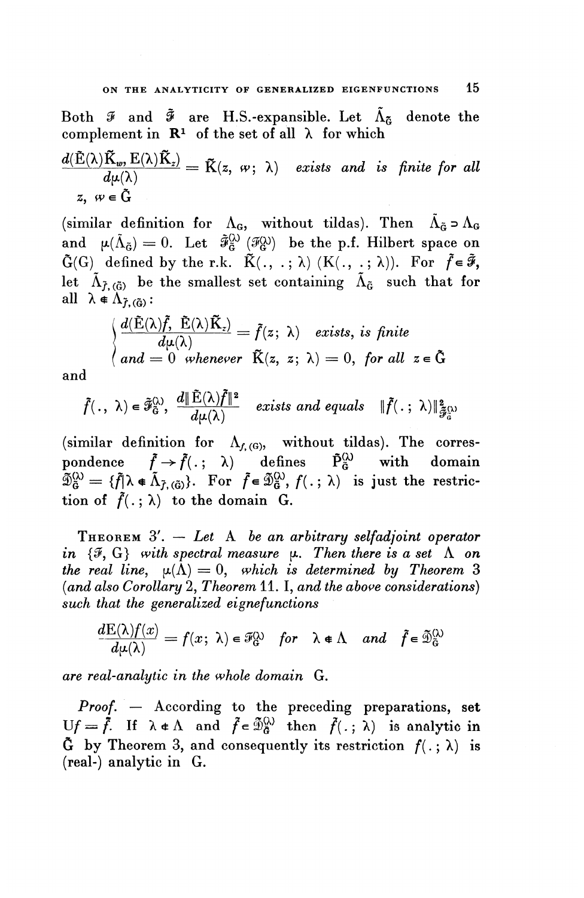Both $\mathcal{F}$ and $\tilde{\mathcal{F}}$ are H.S.-expansible. Let $\tilde{\Lambda}_{\tilde{G}}$ denote the complement in $\mathbf{R}^1$ of the set of all $\lambda$ for which

$$\frac{d(\tilde{E}(\lambda)\tilde{K}_w, E(\lambda)\tilde{K}_z)}{d\mu(\lambda)} = \tilde{K}(z, w; \lambda) \quad \textit{exists and is finite for all} \quad z, w \in \tilde{G}$$

(similar definition for $\Lambda_G$, without tildas). Then $\tilde{\Lambda}_{\tilde{G}} \supset \Lambda_G$ and $\mu(\tilde{\Lambda}_{\tilde{G}}) = 0$. Let $\tilde{\mathcal{F}}_{\tilde{G}}^{(\lambda)}$ ($\mathcal{F}_G^{(\lambda)}$) be the p.f. Hilbert space on $\tilde{G}(G)$ defined by the r.k. $\tilde{K}(., .; \lambda)$ $(K(., .; \lambda))$. For $\tilde{f} \in \tilde{\mathcal{F}}$, let $\tilde{\Lambda}_{\tilde{f}, (\tilde{G})}$ be the smallest set containing $\tilde{\Lambda}_{\tilde{G}}$ such that for all $\lambda \notin \Lambda_{\tilde{f}, (\tilde{G})}$:

$$\begin{cases} \dfrac{d(\tilde{E}(\lambda)\tilde{f}, \tilde{E}(\lambda)\tilde{K}_z)}{d\mu(\lambda)} = \tilde{f}(z; \lambda) \quad \textit{exists, is finite} \\ \textit{and} = 0 \textit{ whenever } \tilde{K}(z, z; \lambda) = 0, \textit{ for all } z \in \tilde{G} \end{cases}$$

and

$$\tilde{f}(., \lambda) \in \tilde{\mathcal{F}}_{\tilde{G}}^{(\lambda)}, \ \frac{d\|\tilde{E}(\lambda)\tilde{f}\|^2}{d\mu(\lambda)} \quad \textit{exists and equals} \quad \|\tilde{f}(.; \lambda)\|^2_{\tilde{\mathcal{F}}_{\tilde{G}}^{(\lambda)}}$$

(similar definition for $\Lambda_{f, (G)}$, without tildas). The correspondence $\tilde{f} \to \tilde{f}(.; \lambda)$ defines $\tilde{P}_{\tilde{G}}^{(\lambda)}$ with domain $\tilde{\mathfrak{D}}_{\tilde{G}}^{(\lambda)} = \{\tilde{f} | \lambda \notin \tilde{\Lambda}_{\tilde{f}, (\tilde{G})}\}$. For $\tilde{f} \in \tilde{\mathfrak{D}}_{\tilde{G}}^{(\lambda)}$, $f(.; \lambda)$ is just the restriction of $\tilde{f}(.; \lambda)$ to the domain $G$.

THEOREM 3'. — *Let* A *be an arbitrary selfadjoint operator in* $\{\mathcal{F}, G\}$ *with spectral measure* $\mu$. *Then there is a set* $\Lambda$ *on the real line,* $\mu(\Lambda) = 0$, *which is determined by Theorem* 3 *(and also Corollary* 2, *Theorem* 11. I, *and the above considerations) such that the generalized eignefunctions*

$$\frac{dE(\lambda)f(x)}{d\mu(\lambda)} = f(x; \lambda) \in \mathcal{F}_G^{(\lambda)} \quad \textit{for} \quad \lambda \notin \Lambda \quad \textit{and} \quad \tilde{f} \in \tilde{\mathfrak{D}}_{\tilde{G}}^{(\lambda)}$$

*are real-analytic in the whole domain* G.

*Proof.* — According to the preceding preparations, set $Uf = \tilde{f}$. If $\lambda \notin \Lambda$ and $\tilde{f} \in \tilde{\mathfrak{D}}_{\tilde{G}}^{(\lambda)}$ then $\tilde{f}(.; \lambda)$ is analytic in $\tilde{G}$ by Theorem 3, and consequently its restriction $f(.; \lambda)$ is (real-) analytic in G.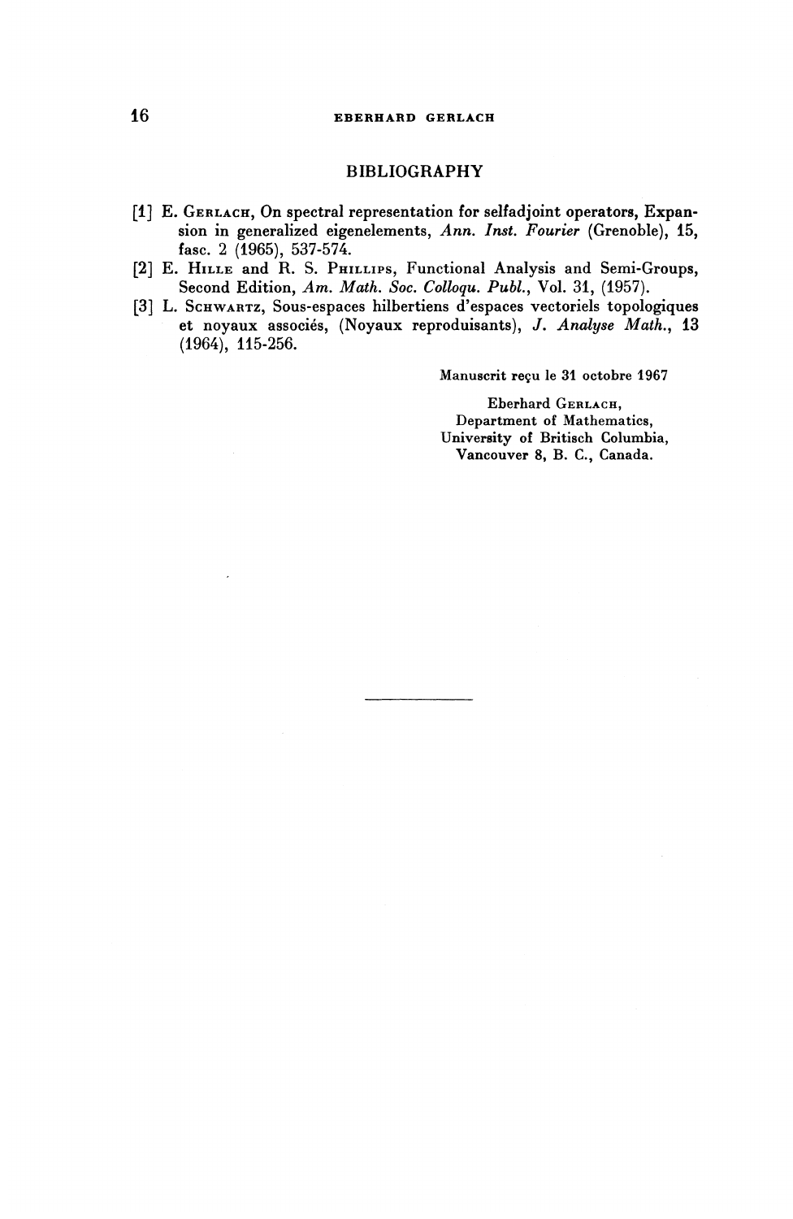## BIBLIOGRAPHY

[1] E. Gerlach, On spectral representation for selfadjoint operators, Expansion in generalized eigenelements, *Ann. Inst. Fourier* (Grenoble), 15, fasc. 2 (1965), 537-574.

[2] E. Hille and R. S. Phillips, Functional Analysis and Semi-Groups, Second Edition, *Am. Math. Soc. Colloqu. Publ.*, Vol. 31, (1957).

[3] L. Schwartz, Sous-espaces hilbertiens d'espaces vectoriels topologiques et noyaux associés, (Noyaux reproduisants), *J. Analyse Math.*, 13 (1964), 115-256.

Manuscrit reçu le 31 octobre 1967

Eberhard Gerlach,
Department of Mathematics,
University of Britisch Columbia,
Vancouver 8, B. C., Canada.